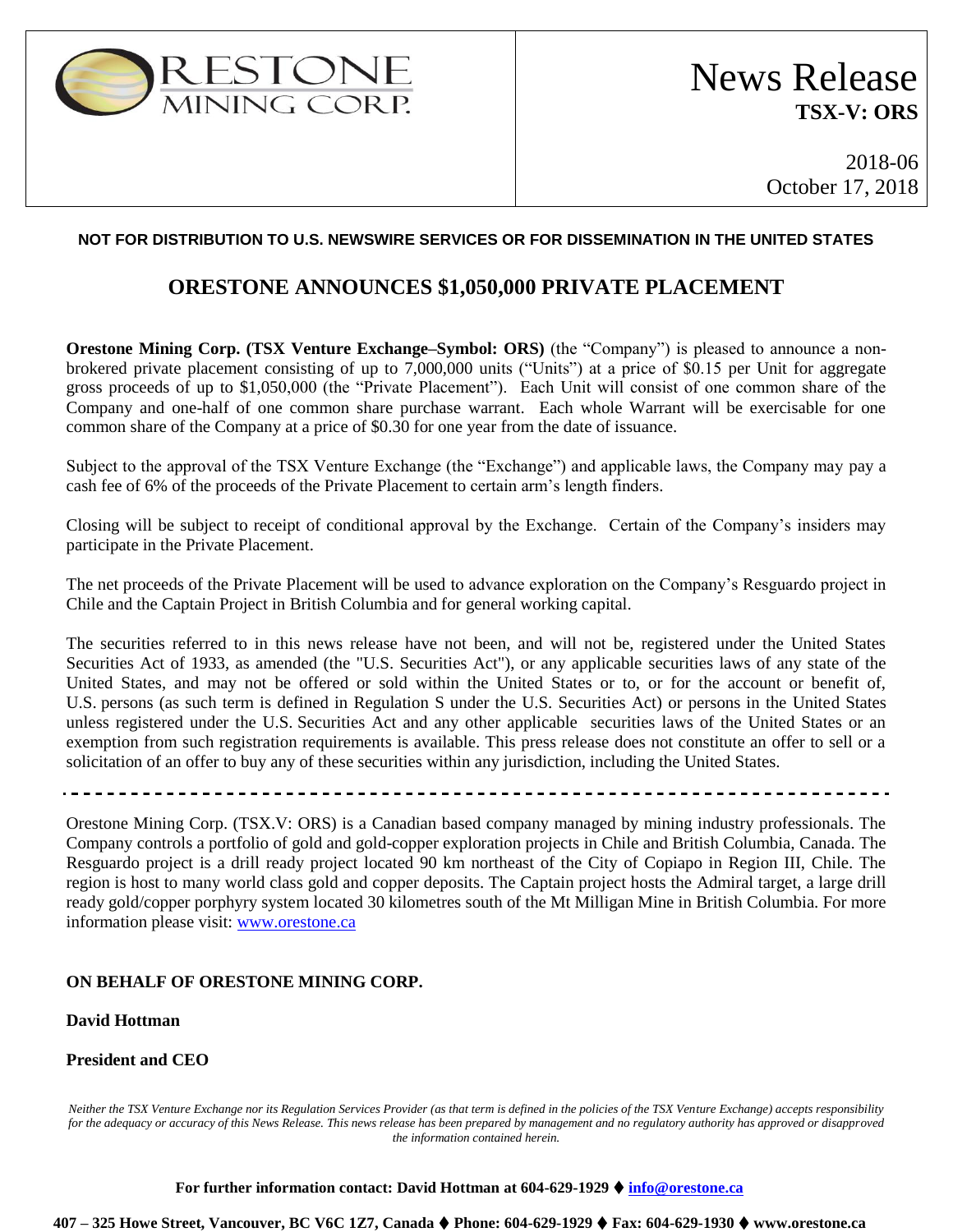**ORESTONE MINING CORP.**

# News Release
**TSX-V: ORS**

2018-06
October 17, 2018

**NOT FOR DISTRIBUTION TO U.S. NEWSWIRE SERVICES OR FOR DISSEMINATION IN THE UNITED STATES**

## ORESTONE ANNOUNCES $1,050,000 PRIVATE PLACEMENT

**Orestone Mining Corp. (TSX Venture Exchange–Symbol: ORS)** (the "Company") is pleased to announce a non-brokered private placement consisting of up to 7,000,000 units ("Units") at a price of $0.15 per Unit for aggregate gross proceeds of up to $1,050,000 (the "Private Placement"). Each Unit will consist of one common share of the Company and one-half of one common share purchase warrant. Each whole Warrant will be exercisable for one common share of the Company at a price of $0.30 for one year from the date of issuance.

Subject to the approval of the TSX Venture Exchange (the "Exchange") and applicable laws, the Company may pay a cash fee of 6% of the proceeds of the Private Placement to certain arm's length finders.

Closing will be subject to receipt of conditional approval by the Exchange. Certain of the Company's insiders may participate in the Private Placement.

The net proceeds of the Private Placement will be used to advance exploration on the Company's Resguardo project in Chile and the Captain Project in British Columbia and for general working capital.

The securities referred to in this news release have not been, and will not be, registered under the United States Securities Act of 1933, as amended (the "U.S. Securities Act"), or any applicable securities laws of any state of the United States, and may not be offered or sold within the United States or to, or for the account or benefit of, U.S. persons (as such term is defined in Regulation S under the U.S. Securities Act) or persons in the United States unless registered under the U.S. Securities Act and any other applicable securities laws of the United States or an exemption from such registration requirements is available. This press release does not constitute an offer to sell or a solicitation of an offer to buy any of these securities within any jurisdiction, including the United States.

---

Orestone Mining Corp. (TSX.V: ORS) is a Canadian based company managed by mining industry professionals. The Company controls a portfolio of gold and gold-copper exploration projects in Chile and British Columbia, Canada. The Resguardo project is a drill ready project located 90 km northeast of the City of Copiapo in Region III, Chile. The region is host to many world class gold and copper deposits. The Captain project hosts the Admiral target, a large drill ready gold/copper porphyry system located 30 kilometres south of the Mt Milligan Mine in British Columbia. For more information please visit: www.orestone.ca

**ON BEHALF OF ORESTONE MINING CORP.**

**David Hottman**

**President and CEO**

*Neither the TSX Venture Exchange nor its Regulation Services Provider (as that term is defined in the policies of the TSX Venture Exchange) accepts responsibility for the adequacy or accuracy of this News Release. This news release has been prepared by management and no regulatory authority has approved or disapproved the information contained herein.*

**For further information contact: David Hottman at 604-629-1929 ♦ info@orestone.ca**

**407 – 325 Howe Street, Vancouver, BC V6C 1Z7, Canada ♦ Phone: 604-629-1929 ♦ Fax: 604-629-1930 ♦ www.orestone.ca**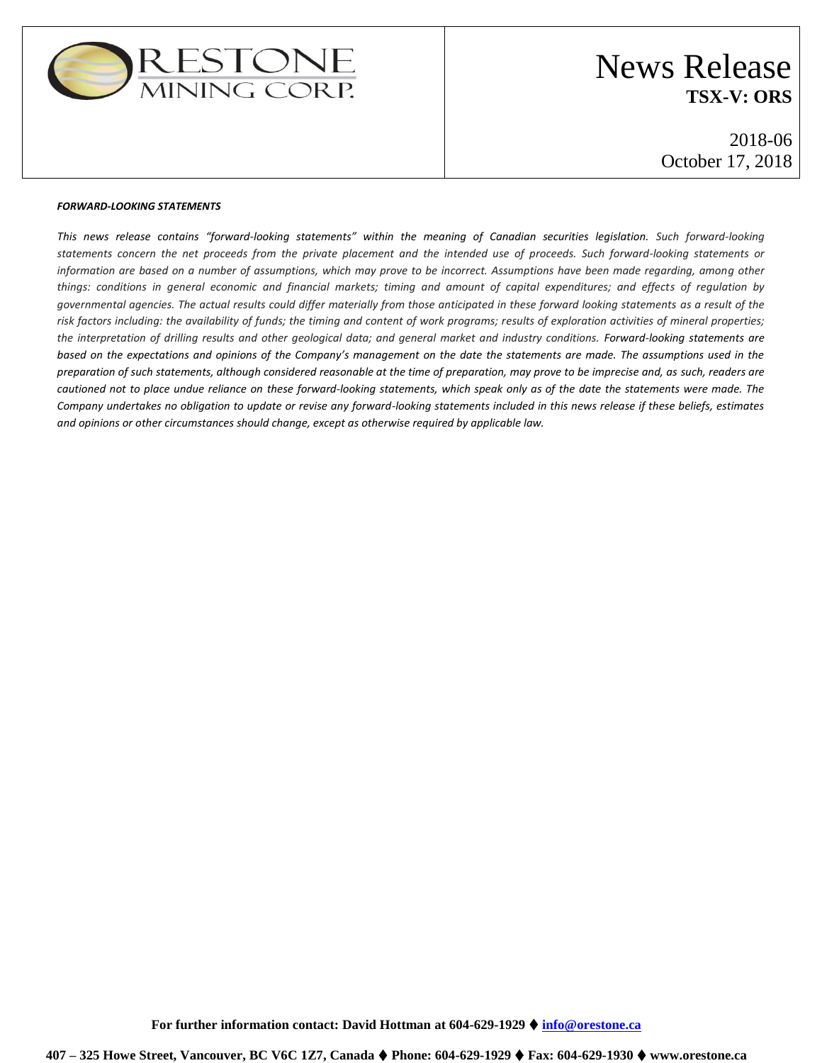***FORWARD-LOOKING STATEMENTS***

*This news release contains "forward-looking statements" within the meaning of Canadian securities legislation. Such forward-looking statements concern the net proceeds from the private placement and the intended use of proceeds. Such forward-looking statements or information are based on a number of assumptions, which may prove to be incorrect. Assumptions have been made regarding, among other things: conditions in general economic and financial markets; timing and amount of capital expenditures; and effects of regulation by governmental agencies. The actual results could differ materially from those anticipated in these forward looking statements as a result of the risk factors including: the availability of funds; the timing and content of work programs; results of exploration activities of mineral properties; the interpretation of drilling results and other geological data; and general market and industry conditions. Forward-looking statements are based on the expectations and opinions of the Company's management on the date the statements are made. The assumptions used in the preparation of such statements, although considered reasonable at the time of preparation, may prove to be imprecise and, as such, readers are cautioned not to place undue reliance on these forward-looking statements, which speak only as of the date the statements were made. The Company undertakes no obligation to update or revise any forward-looking statements included in this news release if these beliefs, estimates and opinions or other circumstances should change, except as otherwise required by applicable law.*

**For further information contact: David Hottman at 604-629-1929 ♦ info@orestone.ca**

**407 – 325 Howe Street, Vancouver, BC V6C 1Z7, Canada ♦ Phone: 604-629-1929 ♦ Fax: 604-629-1930 ♦ www.orestone.ca**